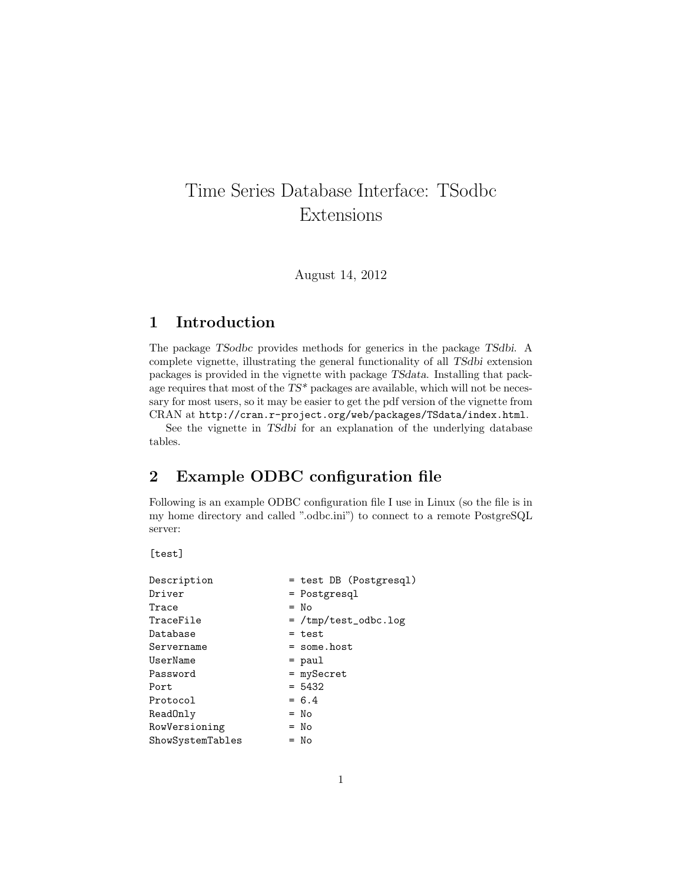# Time Series Database Interface: TSodbc Extensions

August 14, 2012

## 1 Introduction

The package *TSodbc* provides methods for generics in the package *TSdbi*. A complete vignette, illustrating the general functionality of all *TSdbi* extension packages is provided in the vignette with package *TSdata*. Installing that package requires that most of the *TS** packages are available, which will not be necessary for most users, so it may be easier to get the pdf version of the vignette from CRAN at `http://cran.r-project.org/web/packages/TSdata/index.html`.

See the vignette in *TSdbi* for an explanation of the underlying database tables.

## 2 Example ODBC configuration file

Following is an example ODBC configuration file I use in Linux (so the file is in my home directory and called ".odbc.ini") to connect to a remote PostgreSQL server:

```
[test]

Description             = test DB (Postgresql)
Driver                  = Postgresql
Trace                   = No
TraceFile               = /tmp/test_odbc.log
Database                = test
Servername              = some.host
UserName                = paul
Password                = mySecret
Port                    = 5432
Protocol                = 6.4
ReadOnly                = No
RowVersioning           = No
ShowSystemTables        = No
```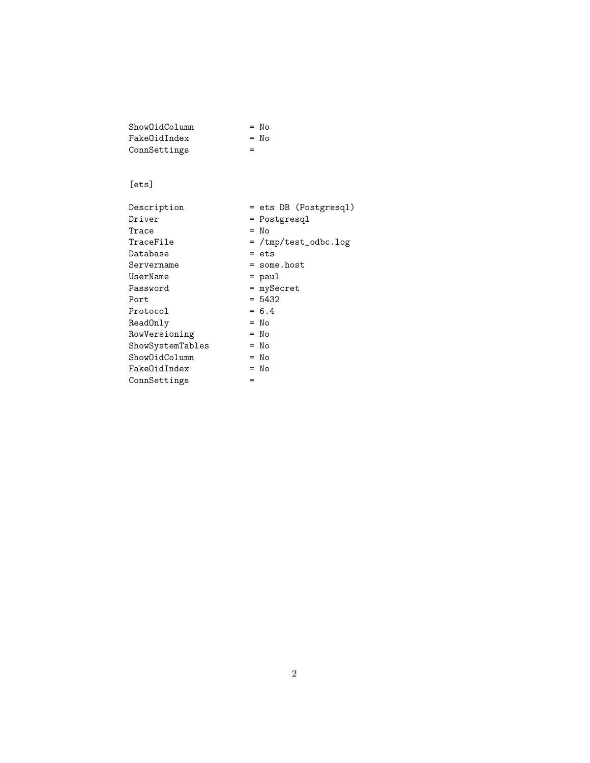```
ShowOidColumn           = No
FakeOidIndex            = No
ConnSettings            =


[ets]

Description             = ets DB (Postgresql)
Driver                  = Postgresql
Trace                   = No
TraceFile               = /tmp/test_odbc.log
Database                = ets
Servername              = some.host
UserName                = paul
Password                = mySecret
Port                    = 5432
Protocol                = 6.4
ReadOnly                = No
RowVersioning           = No
ShowSystemTables        = No
ShowOidColumn           = No
FakeOidIndex            = No
ConnSettings            =
```